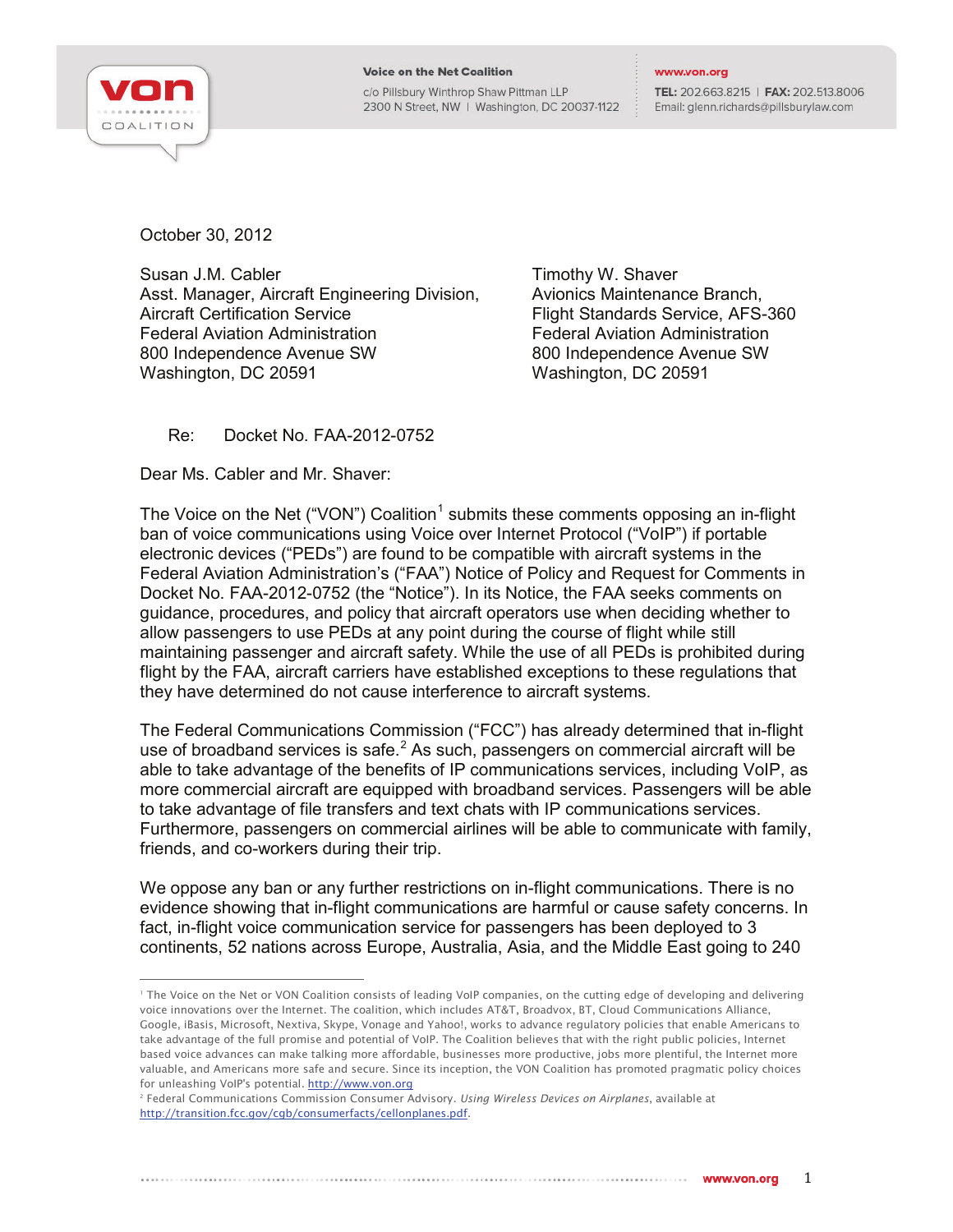Voice on the Net Coalition
c/o Pillsbury Winthrop Shaw Pittman LLP
2300 N Street, NW | Washington, DC 20037-1122

www.von.org
TEL: 202.663.8215 | FAX: 202.513.8006
Email: glenn.richards@pillsburylaw.com

October 30, 2012

Susan J.M. Cabler
Asst. Manager, Aircraft Engineering Division,
Aircraft Certification Service
Federal Aviation Administration
800 Independence Avenue SW
Washington, DC 20591

Timothy W. Shaver
Avionics Maintenance Branch,
Flight Standards Service, AFS-360
Federal Aviation Administration
800 Independence Avenue SW
Washington, DC 20591

Re: Docket No. FAA-2012-0752

Dear Ms. Cabler and Mr. Shaver:

The Voice on the Net ("VON") Coalition[1] submits these comments opposing an in-flight ban of voice communications using Voice over Internet Protocol ("VoIP") if portable electronic devices ("PEDs") are found to be compatible with aircraft systems in the Federal Aviation Administration's ("FAA") Notice of Policy and Request for Comments in Docket No. FAA-2012-0752 (the "Notice"). In its Notice, the FAA seeks comments on guidance, procedures, and policy that aircraft operators use when deciding whether to allow passengers to use PEDs at any point during the course of flight while still maintaining passenger and aircraft safety. While the use of all PEDs is prohibited during flight by the FAA, aircraft carriers have established exceptions to these regulations that they have determined do not cause interference to aircraft systems.

The Federal Communications Commission ("FCC") has already determined that in-flight use of broadband services is safe.[2] As such, passengers on commercial aircraft will be able to take advantage of the benefits of IP communications services, including VoIP, as more commercial aircraft are equipped with broadband services. Passengers will be able to take advantage of file transfers and text chats with IP communications services. Furthermore, passengers on commercial airlines will be able to communicate with family, friends, and co-workers during their trip.

We oppose any ban or any further restrictions on in-flight communications. There is no evidence showing that in-flight communications are harmful or cause safety concerns. In fact, in-flight voice communication service for passengers has been deployed to 3 continents, 52 nations across Europe, Australia, Asia, and the Middle East going to 240

---

[1] The Voice on the Net or VON Coalition consists of leading VoIP companies, on the cutting edge of developing and delivering voice innovations over the Internet. The coalition, which includes AT&T, Broadvox, BT, Cloud Communications Alliance, Google, iBasis, Microsoft, Nextiva, Skype, Vonage and Yahoo!, works to advance regulatory policies that enable Americans to take advantage of the full promise and potential of VoIP. The Coalition believes that with the right public policies, Internet based voice advances can make talking more affordable, businesses more productive, jobs more plentiful, the Internet more valuable, and Americans more safe and secure. Since its inception, the VON Coalition has promoted pragmatic policy choices for unleashing VoIP's potential. http://www.von.org

[2] Federal Communications Commission Consumer Advisory. *Using Wireless Devices on Airplanes*, available at http://transition.fcc.gov/cgb/consumerfacts/cellonplanes.pdf.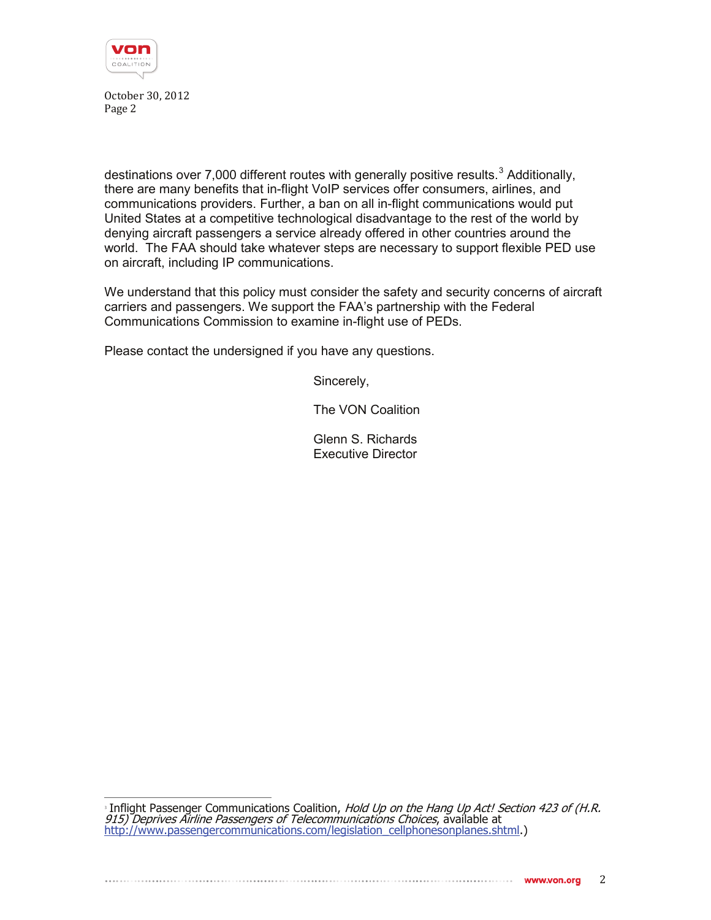destinations over 7,000 different routes with generally positive results.[3] Additionally, there are many benefits that in-flight VoIP services offer consumers, airlines, and communications providers. Further, a ban on all in-flight communications would put United States at a competitive technological disadvantage to the rest of the world by denying aircraft passengers a service already offered in other countries around the world. The FAA should take whatever steps are necessary to support flexible PED use on aircraft, including IP communications.

We understand that this policy must consider the safety and security concerns of aircraft carriers and passengers. We support the FAA's partnership with the Federal Communications Commission to examine in-flight use of PEDs.

Please contact the undersigned if you have any questions.

Sincerely,

The VON Coalition

Glenn S. Richards
Executive Director

---

[3] Inflight Passenger Communications Coalition, *Hold Up on the Hang Up Act! Section 423 of (H.R. 915) Deprives Airline Passengers of Telecommunications Choices*, available at http://www.passengercommunications.com/legislation_cellphonesonplanes.shtml.)